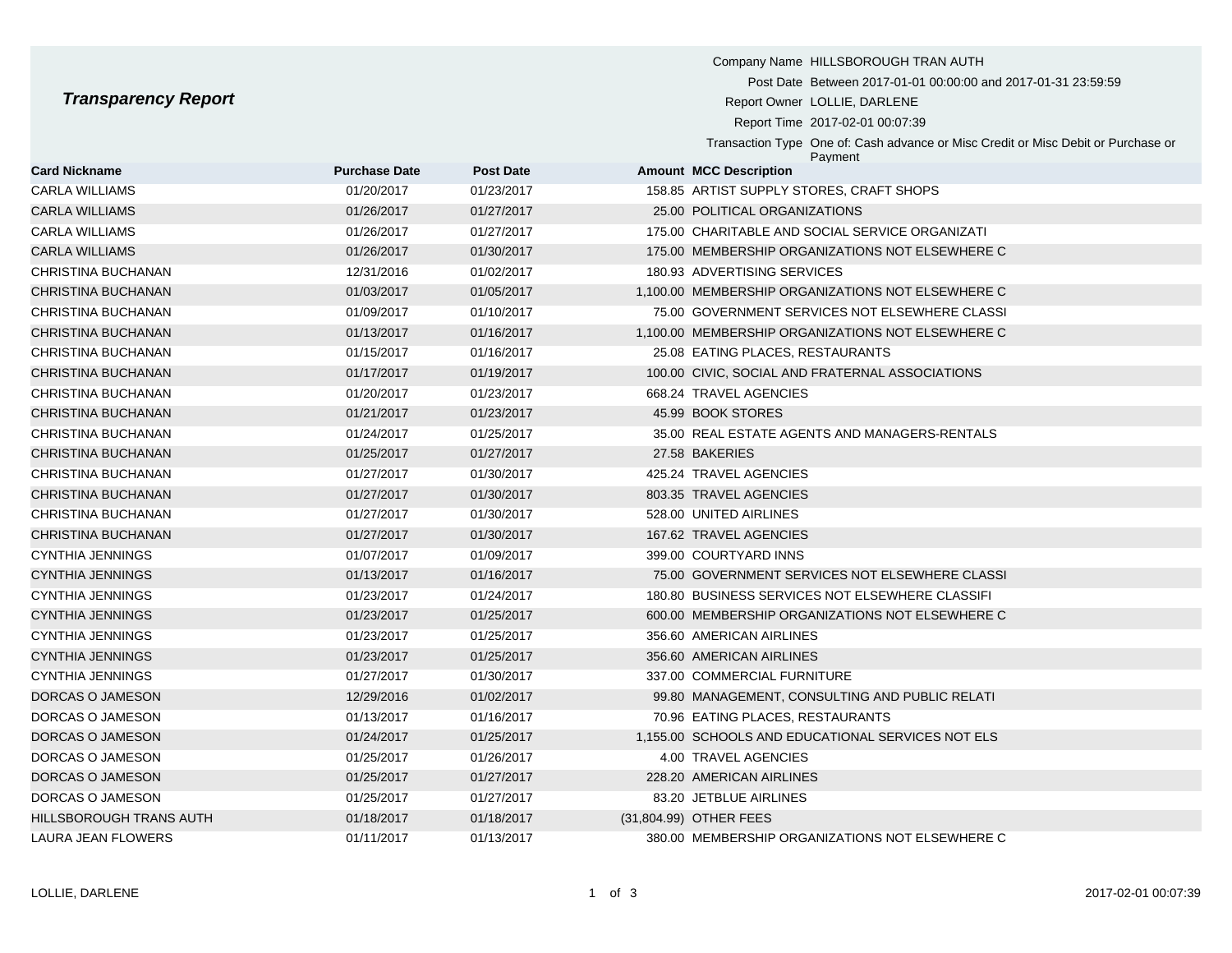# *Transparency Report*

Company Name HILLSBOROUGH TRAN AUTH
Post Date Between 2017-01-01 00:00:00 and 2017-01-31 23:59:59
Report Owner LOLLIE, DARLENE
Report Time 2017-02-01 00:07:39
Transaction Type One of: Cash advance or Misc Credit or Misc Debit or Purchase or Payment

| Card Nickname | Purchase Date | Post Date | Amount | MCC Description |
|---|---|---|---|---|
| CARLA WILLIAMS | 01/20/2017 | 01/23/2017 | 158.85 | ARTIST SUPPLY STORES, CRAFT SHOPS |
| CARLA WILLIAMS | 01/26/2017 | 01/27/2017 | 25.00 | POLITICAL ORGANIZATIONS |
| CARLA WILLIAMS | 01/26/2017 | 01/27/2017 | 175.00 | CHARITABLE AND SOCIAL SERVICE ORGANIZATI |
| CARLA WILLIAMS | 01/26/2017 | 01/30/2017 | 175.00 | MEMBERSHIP ORGANIZATIONS NOT ELSEWHERE C |
| CHRISTINA BUCHANAN | 12/31/2016 | 01/02/2017 | 180.93 | ADVERTISING SERVICES |
| CHRISTINA BUCHANAN | 01/03/2017 | 01/05/2017 | 1,100.00 | MEMBERSHIP ORGANIZATIONS NOT ELSEWHERE C |
| CHRISTINA BUCHANAN | 01/09/2017 | 01/10/2017 | 75.00 | GOVERNMENT SERVICES NOT ELSEWHERE CLASSI |
| CHRISTINA BUCHANAN | 01/13/2017 | 01/16/2017 | 1,100.00 | MEMBERSHIP ORGANIZATIONS NOT ELSEWHERE C |
| CHRISTINA BUCHANAN | 01/15/2017 | 01/16/2017 | 25.08 | EATING PLACES, RESTAURANTS |
| CHRISTINA BUCHANAN | 01/17/2017 | 01/19/2017 | 100.00 | CIVIC, SOCIAL AND FRATERNAL ASSOCIATIONS |
| CHRISTINA BUCHANAN | 01/20/2017 | 01/23/2017 | 668.24 | TRAVEL AGENCIES |
| CHRISTINA BUCHANAN | 01/21/2017 | 01/23/2017 | 45.99 | BOOK STORES |
| CHRISTINA BUCHANAN | 01/24/2017 | 01/25/2017 | 35.00 | REAL ESTATE AGENTS AND MANAGERS-RENTALS |
| CHRISTINA BUCHANAN | 01/25/2017 | 01/27/2017 | 27.58 | BAKERIES |
| CHRISTINA BUCHANAN | 01/27/2017 | 01/30/2017 | 425.24 | TRAVEL AGENCIES |
| CHRISTINA BUCHANAN | 01/27/2017 | 01/30/2017 | 803.35 | TRAVEL AGENCIES |
| CHRISTINA BUCHANAN | 01/27/2017 | 01/30/2017 | 528.00 | UNITED AIRLINES |
| CHRISTINA BUCHANAN | 01/27/2017 | 01/30/2017 | 167.62 | TRAVEL AGENCIES |
| CYNTHIA JENNINGS | 01/07/2017 | 01/09/2017 | 399.00 | COURTYARD INNS |
| CYNTHIA JENNINGS | 01/13/2017 | 01/16/2017 | 75.00 | GOVERNMENT SERVICES NOT ELSEWHERE CLASSI |
| CYNTHIA JENNINGS | 01/23/2017 | 01/24/2017 | 180.80 | BUSINESS SERVICES NOT ELSEWHERE CLASSIFI |
| CYNTHIA JENNINGS | 01/23/2017 | 01/25/2017 | 600.00 | MEMBERSHIP ORGANIZATIONS NOT ELSEWHERE C |
| CYNTHIA JENNINGS | 01/23/2017 | 01/25/2017 | 356.60 | AMERICAN AIRLINES |
| CYNTHIA JENNINGS | 01/23/2017 | 01/25/2017 | 356.60 | AMERICAN AIRLINES |
| CYNTHIA JENNINGS | 01/27/2017 | 01/30/2017 | 337.00 | COMMERCIAL FURNITURE |
| DORCAS O JAMESON | 12/29/2016 | 01/02/2017 | 99.80 | MANAGEMENT, CONSULTING AND PUBLIC RELATI |
| DORCAS O JAMESON | 01/13/2017 | 01/16/2017 | 70.96 | EATING PLACES, RESTAURANTS |
| DORCAS O JAMESON | 01/24/2017 | 01/25/2017 | 1,155.00 | SCHOOLS AND EDUCATIONAL SERVICES NOT ELS |
| DORCAS O JAMESON | 01/25/2017 | 01/26/2017 | 4.00 | TRAVEL AGENCIES |
| DORCAS O JAMESON | 01/25/2017 | 01/27/2017 | 228.20 | AMERICAN AIRLINES |
| DORCAS O JAMESON | 01/25/2017 | 01/27/2017 | 83.20 | JETBLUE AIRLINES |
| HILLSBOROUGH TRANS AUTH | 01/18/2017 | 01/18/2017 | (31,804.99) | OTHER FEES |
| LAURA JEAN FLOWERS | 01/11/2017 | 01/13/2017 | 380.00 | MEMBERSHIP ORGANIZATIONS NOT ELSEWHERE C |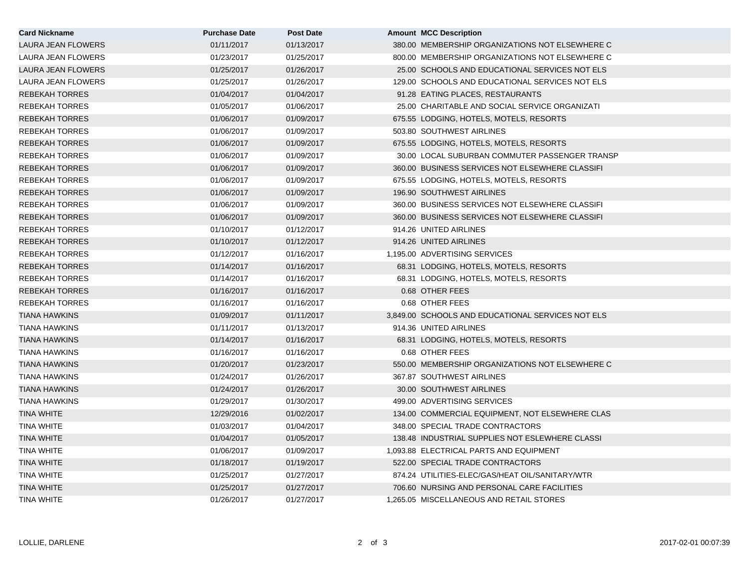| Card Nickname | Purchase Date | Post Date | Amount | MCC Description |
|---|---|---|---|---|
| LAURA JEAN FLOWERS | 01/11/2017 | 01/13/2017 | 380.00 | MEMBERSHIP ORGANIZATIONS NOT ELSEWHERE C |
| LAURA JEAN FLOWERS | 01/23/2017 | 01/25/2017 | 800.00 | MEMBERSHIP ORGANIZATIONS NOT ELSEWHERE C |
| LAURA JEAN FLOWERS | 01/25/2017 | 01/26/2017 | 25.00 | SCHOOLS AND EDUCATIONAL SERVICES NOT ELS |
| LAURA JEAN FLOWERS | 01/25/2017 | 01/26/2017 | 129.00 | SCHOOLS AND EDUCATIONAL SERVICES NOT ELS |
| REBEKAH TORRES | 01/04/2017 | 01/04/2017 | 91.28 | EATING PLACES, RESTAURANTS |
| REBEKAH TORRES | 01/05/2017 | 01/06/2017 | 25.00 | CHARITABLE AND SOCIAL SERVICE ORGANIZATI |
| REBEKAH TORRES | 01/06/2017 | 01/09/2017 | 675.55 | LODGING, HOTELS, MOTELS, RESORTS |
| REBEKAH TORRES | 01/06/2017 | 01/09/2017 | 503.80 | SOUTHWEST AIRLINES |
| REBEKAH TORRES | 01/06/2017 | 01/09/2017 | 675.55 | LODGING, HOTELS, MOTELS, RESORTS |
| REBEKAH TORRES | 01/06/2017 | 01/09/2017 | 30.00 | LOCAL SUBURBAN COMMUTER PASSENGER TRANSP |
| REBEKAH TORRES | 01/06/2017 | 01/09/2017 | 360.00 | BUSINESS SERVICES NOT ELSEWHERE CLASSIFI |
| REBEKAH TORRES | 01/06/2017 | 01/09/2017 | 675.55 | LODGING, HOTELS, MOTELS, RESORTS |
| REBEKAH TORRES | 01/06/2017 | 01/09/2017 | 196.90 | SOUTHWEST AIRLINES |
| REBEKAH TORRES | 01/06/2017 | 01/09/2017 | 360.00 | BUSINESS SERVICES NOT ELSEWHERE CLASSIFI |
| REBEKAH TORRES | 01/06/2017 | 01/09/2017 | 360.00 | BUSINESS SERVICES NOT ELSEWHERE CLASSIFI |
| REBEKAH TORRES | 01/10/2017 | 01/12/2017 | 914.26 | UNITED AIRLINES |
| REBEKAH TORRES | 01/10/2017 | 01/12/2017 | 914.26 | UNITED AIRLINES |
| REBEKAH TORRES | 01/12/2017 | 01/16/2017 | 1,195.00 | ADVERTISING SERVICES |
| REBEKAH TORRES | 01/14/2017 | 01/16/2017 | 68.31 | LODGING, HOTELS, MOTELS, RESORTS |
| REBEKAH TORRES | 01/14/2017 | 01/16/2017 | 68.31 | LODGING, HOTELS, MOTELS, RESORTS |
| REBEKAH TORRES | 01/16/2017 | 01/16/2017 | 0.68 | OTHER FEES |
| REBEKAH TORRES | 01/16/2017 | 01/16/2017 | 0.68 | OTHER FEES |
| TIANA HAWKINS | 01/09/2017 | 01/11/2017 | 3,849.00 | SCHOOLS AND EDUCATIONAL SERVICES NOT ELS |
| TIANA HAWKINS | 01/11/2017 | 01/13/2017 | 914.36 | UNITED AIRLINES |
| TIANA HAWKINS | 01/14/2017 | 01/16/2017 | 68.31 | LODGING, HOTELS, MOTELS, RESORTS |
| TIANA HAWKINS | 01/16/2017 | 01/16/2017 | 0.68 | OTHER FEES |
| TIANA HAWKINS | 01/20/2017 | 01/23/2017 | 550.00 | MEMBERSHIP ORGANIZATIONS NOT ELSEWHERE C |
| TIANA HAWKINS | 01/24/2017 | 01/26/2017 | 367.87 | SOUTHWEST AIRLINES |
| TIANA HAWKINS | 01/24/2017 | 01/26/2017 | 30.00 | SOUTHWEST AIRLINES |
| TIANA HAWKINS | 01/29/2017 | 01/30/2017 | 499.00 | ADVERTISING SERVICES |
| TINA WHITE | 12/29/2016 | 01/02/2017 | 134.00 | COMMERCIAL EQUIPMENT, NOT ELSEWHERE CLAS |
| TINA WHITE | 01/03/2017 | 01/04/2017 | 348.00 | SPECIAL TRADE CONTRACTORS |
| TINA WHITE | 01/04/2017 | 01/05/2017 | 138.48 | INDUSTRIAL SUPPLIES NOT ESLEWHERE CLASSI |
| TINA WHITE | 01/06/2017 | 01/09/2017 | 1,093.88 | ELECTRICAL PARTS AND EQUIPMENT |
| TINA WHITE | 01/18/2017 | 01/19/2017 | 522.00 | SPECIAL TRADE CONTRACTORS |
| TINA WHITE | 01/25/2017 | 01/27/2017 | 874.24 | UTILITIES-ELEC/GAS/HEAT OIL/SANITARY/WTR |
| TINA WHITE | 01/25/2017 | 01/27/2017 | 706.60 | NURSING AND PERSONAL CARE FACILITIES |
| TINA WHITE | 01/26/2017 | 01/27/2017 | 1,265.05 | MISCELLANEOUS AND RETAIL STORES |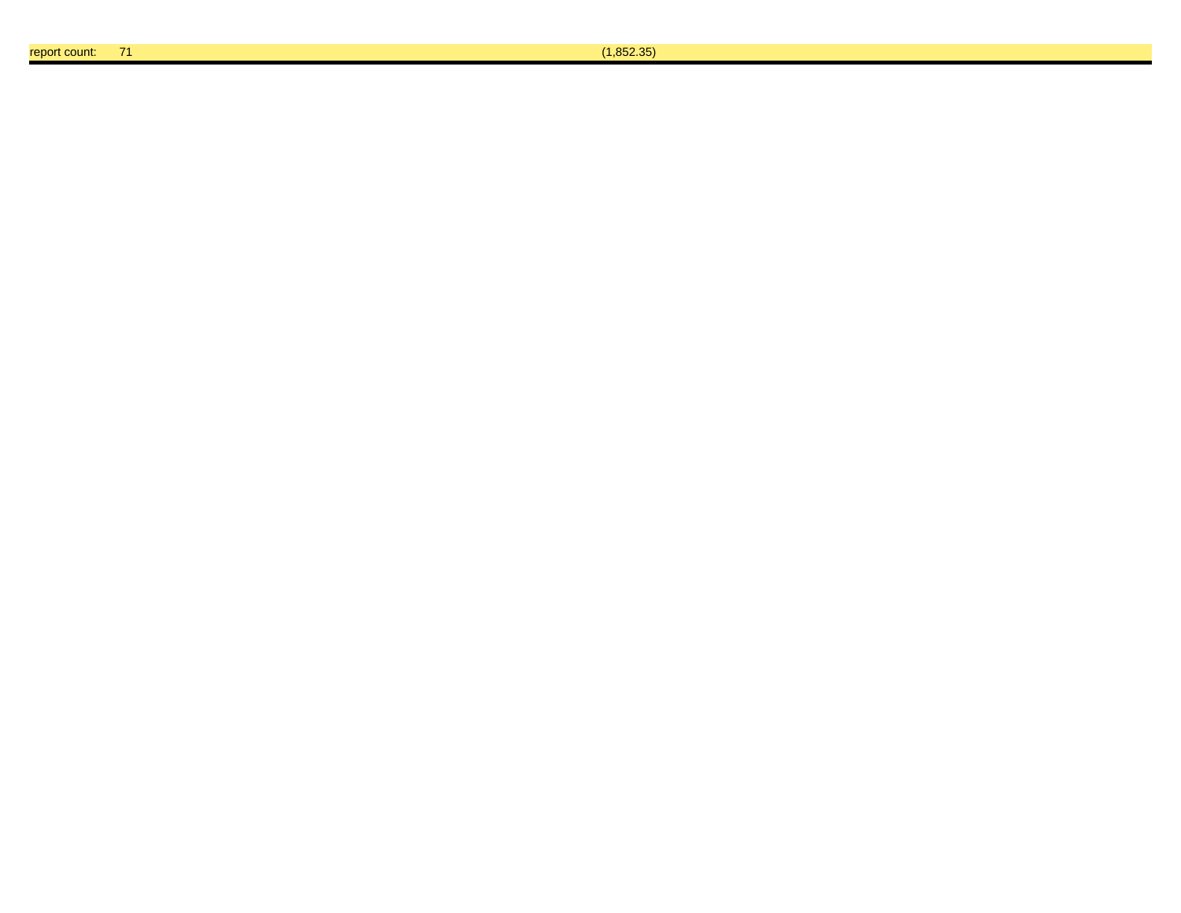| | | |
|---|---|---|
| report count: | 71 | (1,852.35) |